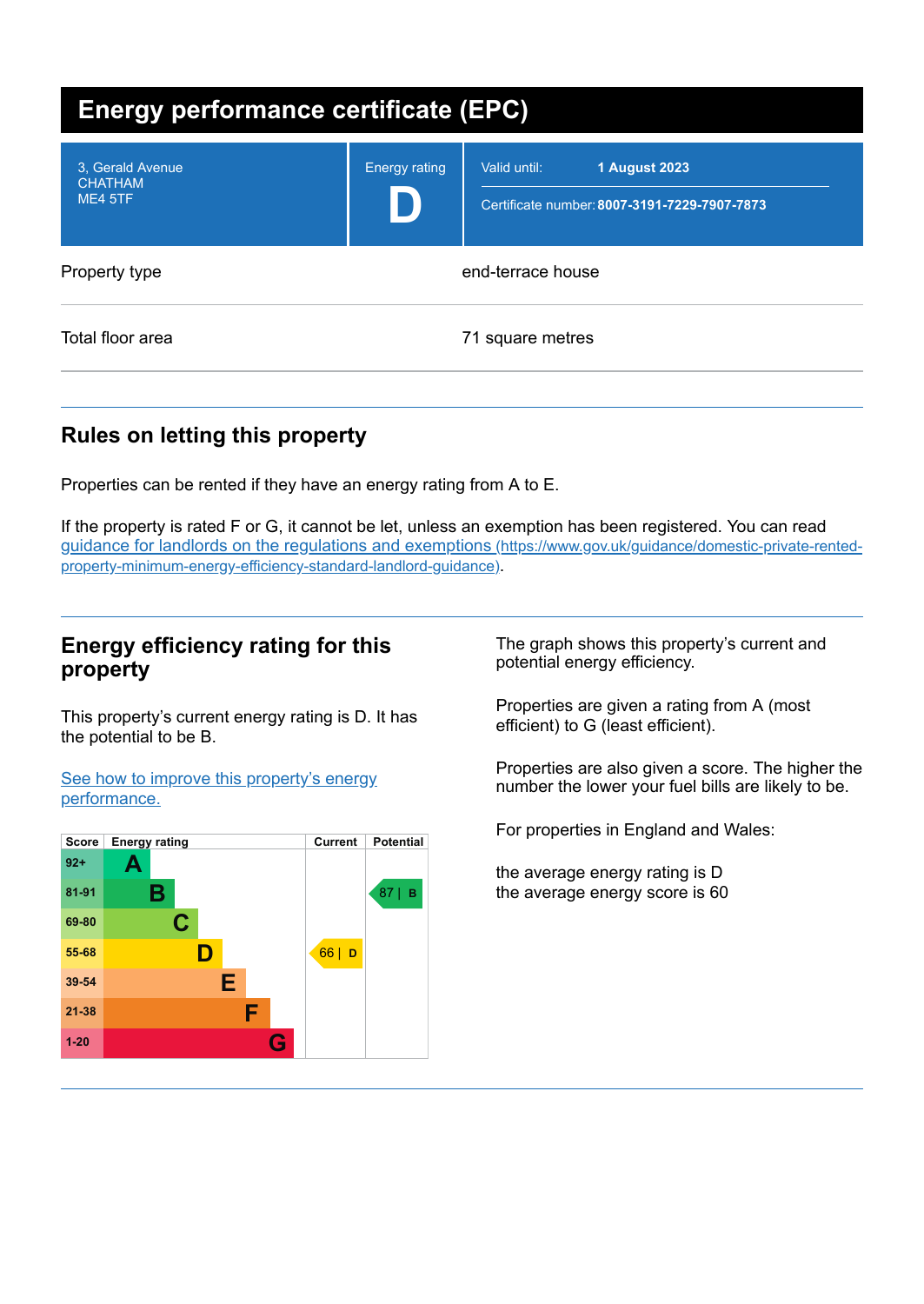# Energy performance certificate (EPC)

| | | |
|---|---|---|
| 3, Gerald Avenue<br>CHATHAM<br>ME4 5TF | Energy rating<br>**D** | Valid until: **1 August 2023**<br>Certificate number: **8007-3191-7229-7907-7873** |

| | |
|---|---|
| Property type | end-terrace house |
| Total floor area | 71 square metres |

## Rules on letting this property

Properties can be rented if they have an energy rating from A to E.

If the property is rated F or G, it cannot be let, unless an exemption has been registered. You can read [guidance for landlords on the regulations and exemptions (https://www.gov.uk/guidance/domestic-private-rented-property-minimum-energy-efficiency-standard-landlord-guidance)](https://www.gov.uk/guidance/domestic-private-rented-property-minimum-energy-efficiency-standard-landlord-guidance).

## Energy efficiency rating for this property

This property's current energy rating is D. It has the potential to be B.

[See how to improve this property's energy performance.]()

| Score | Energy rating | Current | Potential |
|---|---|---|---|
| 92+ | A | | |
| 81-91 | B | | 87 \| B |
| 69-80 | C | | |
| 55-68 | D | 66 \| D | |
| 39-54 | E | | |
| 21-38 | F | | |
| 1-20 | G | | |

The graph shows this property's current and potential energy efficiency.

Properties are given a rating from A (most efficient) to G (least efficient).

Properties are also given a score. The higher the number the lower your fuel bills are likely to be.

For properties in England and Wales:

the average energy rating is D
the average energy score is 60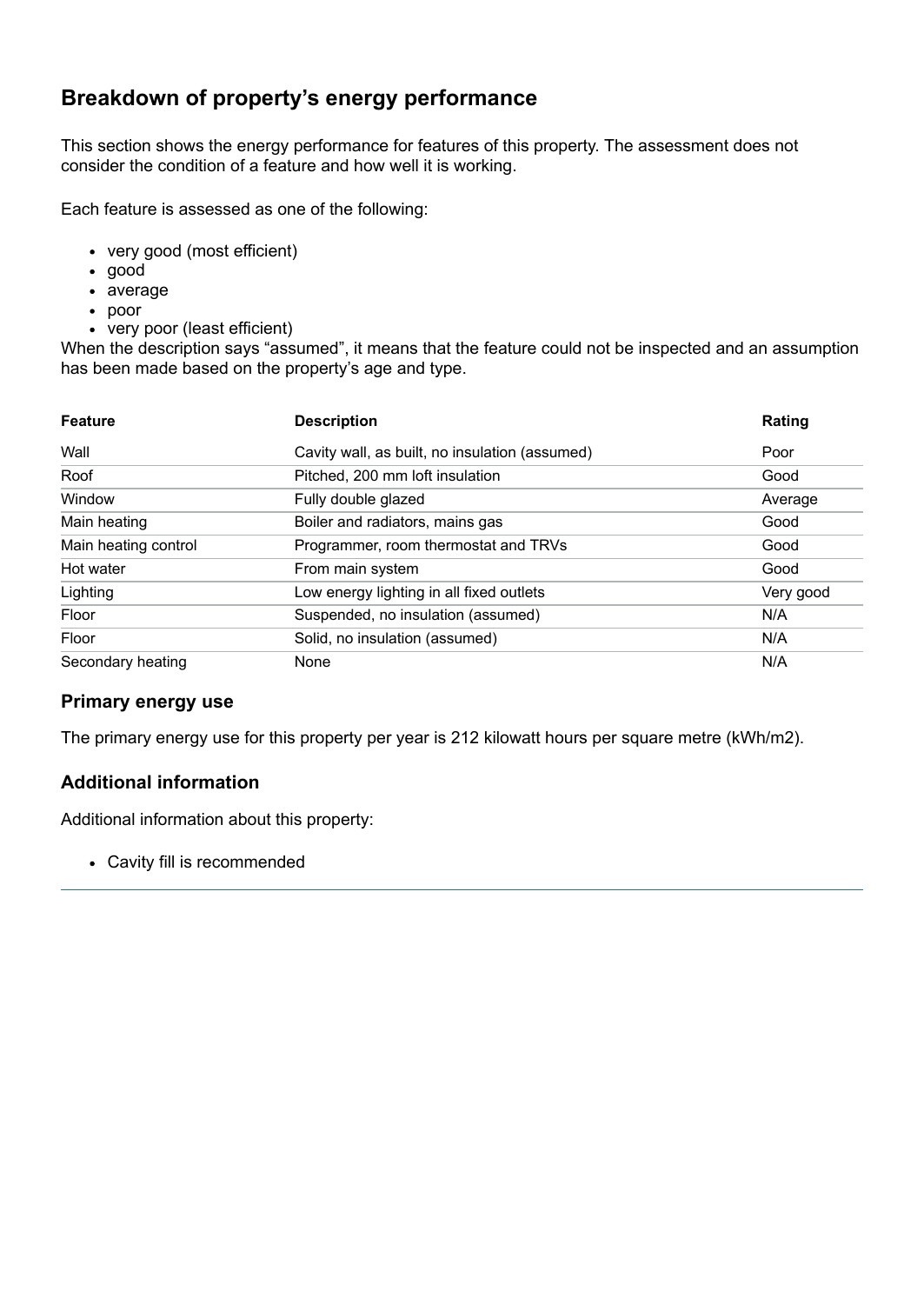## Breakdown of property's energy performance

This section shows the energy performance for features of this property. The assessment does not consider the condition of a feature and how well it is working.

Each feature is assessed as one of the following:

- very good (most efficient)
- good
- average
- poor
- very poor (least efficient)

When the description says "assumed", it means that the feature could not be inspected and an assumption has been made based on the property's age and type.

| Feature | Description | Rating |
|---|---|---|
| Wall | Cavity wall, as built, no insulation (assumed) | Poor |
| Roof | Pitched, 200 mm loft insulation | Good |
| Window | Fully double glazed | Average |
| Main heating | Boiler and radiators, mains gas | Good |
| Main heating control | Programmer, room thermostat and TRVs | Good |
| Hot water | From main system | Good |
| Lighting | Low energy lighting in all fixed outlets | Very good |
| Floor | Suspended, no insulation (assumed) | N/A |
| Floor | Solid, no insulation (assumed) | N/A |
| Secondary heating | None | N/A |

### Primary energy use

The primary energy use for this property per year is 212 kilowatt hours per square metre (kWh/m2).

### Additional information

Additional information about this property:

- Cavity fill is recommended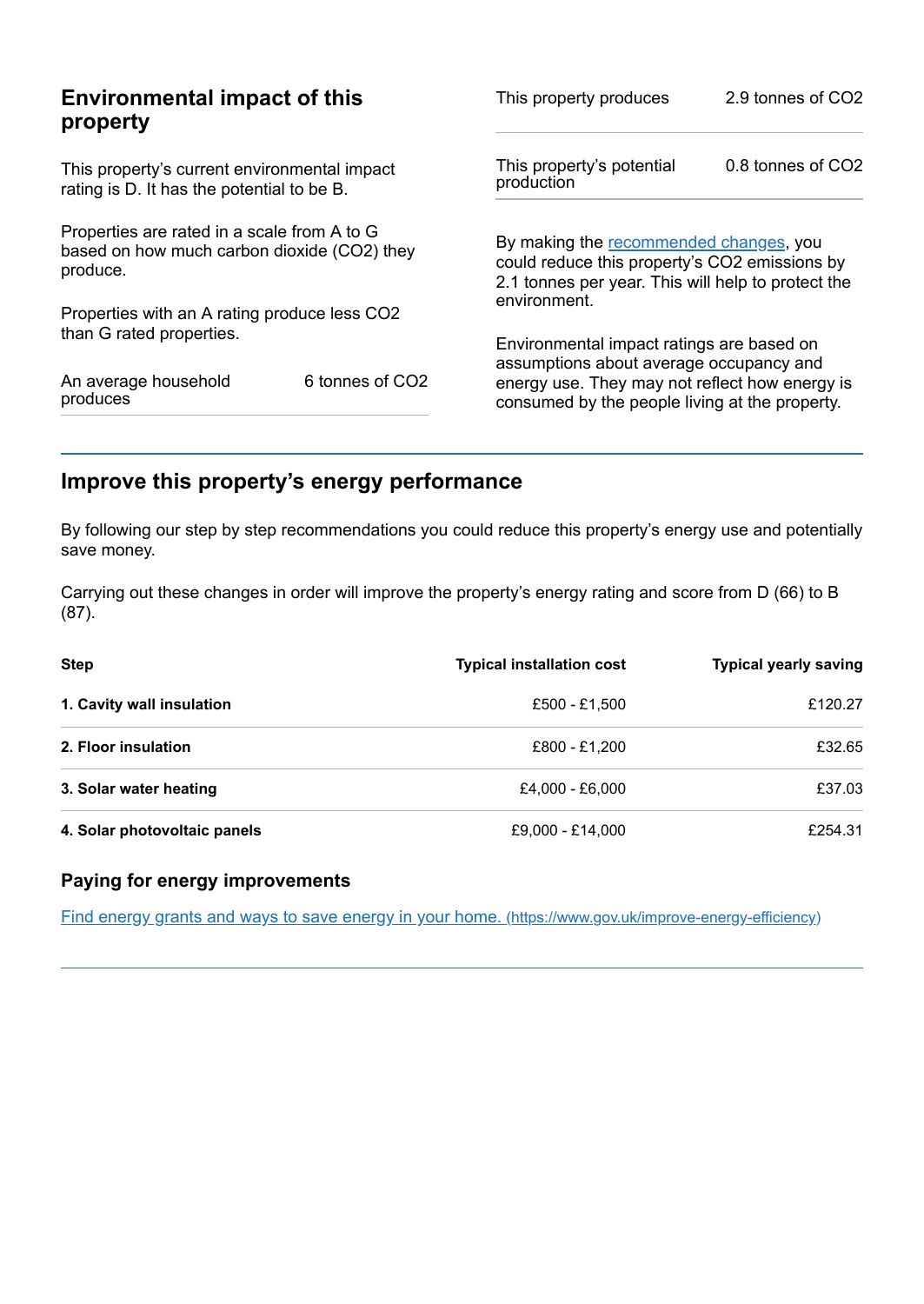## Environmental impact of this property

This property's current environmental impact rating is D. It has the potential to be B.

Properties are rated in a scale from A to G based on how much carbon dioxide ($CO_2$) they produce.

Properties with an A rating produce less $CO_2$ than G rated properties.

| | |
|---|---|
| An average household produces | 6 tonnes of $CO_2$ |

| | |
|---|---|
| This property produces | 2.9 tonnes of $CO_2$ |
| This property's potential production | 0.8 tonnes of $CO_2$ |

By making the recommended changes, you could reduce this property's $CO_2$ emissions by 2.1 tonnes per year. This will help to protect the environment.

Environmental impact ratings are based on assumptions about average occupancy and energy use. They may not reflect how energy is consumed by the people living at the property.

## Improve this property's energy performance

By following our step by step recommendations you could reduce this property's energy use and potentially save money.

Carrying out these changes in order will improve the property's energy rating and score from D (66) to B (87).

| Step | Typical installation cost | Typical yearly saving |
|---|---|---|
| **1. Cavity wall insulation** | £500 - £1,500 | £120.27 |
| **2. Floor insulation** | £800 - £1,200 | £32.65 |
| **3. Solar water heating** | £4,000 - £6,000 | £37.03 |
| **4. Solar photovoltaic panels** | £9,000 - £14,000 | £254.31 |

### Paying for energy improvements

[Find energy grants and ways to save energy in your home. (https://www.gov.uk/improve-energy-efficiency)](https://www.gov.uk/improve-energy-efficiency)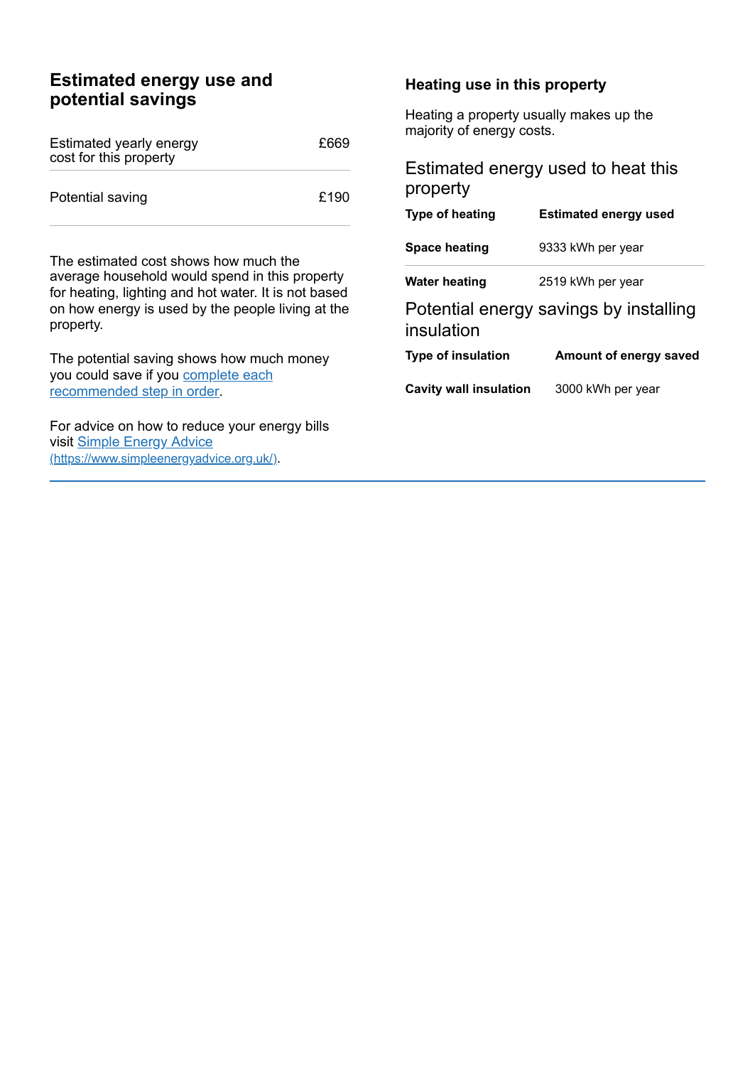## Estimated energy use and potential savings

| Estimated yearly energy cost for this property | £669 |
|---|---|
| Potential saving | £190 |

The estimated cost shows how much the average household would spend in this property for heating, lighting and hot water. It is not based on how energy is used by the people living at the property.

The potential saving shows how much money you could save if you [complete each recommended step in order](#).

For advice on how to reduce your energy bills visit [Simple Energy Advice (https://www.simpleenergyadvice.org.uk/)](https://www.simpleenergyadvice.org.uk/).

### Heating use in this property

Heating a property usually makes up the majority of energy costs.

### Estimated energy used to heat this property

| Type of heating | Estimated energy used |
|---|---|
| **Space heating** | 9333 kWh per year |
| **Water heating** | 2519 kWh per year |

### Potential energy savings by installing insulation

| Type of insulation | Amount of energy saved |
|---|---|
| **Cavity wall insulation** | 3000 kWh per year |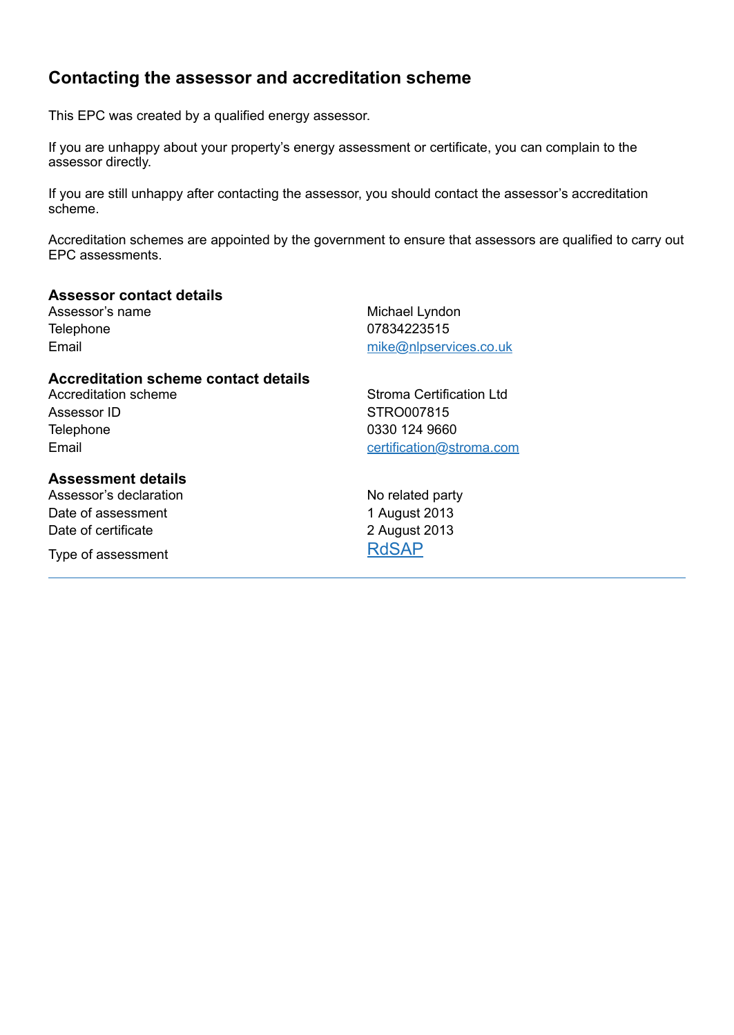## Contacting the assessor and accreditation scheme

This EPC was created by a qualified energy assessor.

If you are unhappy about your property's energy assessment or certificate, you can complain to the assessor directly.

If you are still unhappy after contacting the assessor, you should contact the assessor's accreditation scheme.

Accreditation schemes are appointed by the government to ensure that assessors are qualified to carry out EPC assessments.

### Assessor contact details

| | |
|---|---|
| Assessor's name | Michael Lyndon |
| Telephone | 07834223515 |
| Email | mike@nlpservices.co.uk |

### Accreditation scheme contact details

| | |
|---|---|
| Accreditation scheme | Stroma Certification Ltd |
| Assessor ID | STRO007815 |
| Telephone | 0330 124 9660 |
| Email | certification@stroma.com |

### Assessment details

| | |
|---|---|
| Assessor's declaration | No related party |
| Date of assessment | 1 August 2013 |
| Date of certificate | 2 August 2013 |
| Type of assessment | RdSAP |